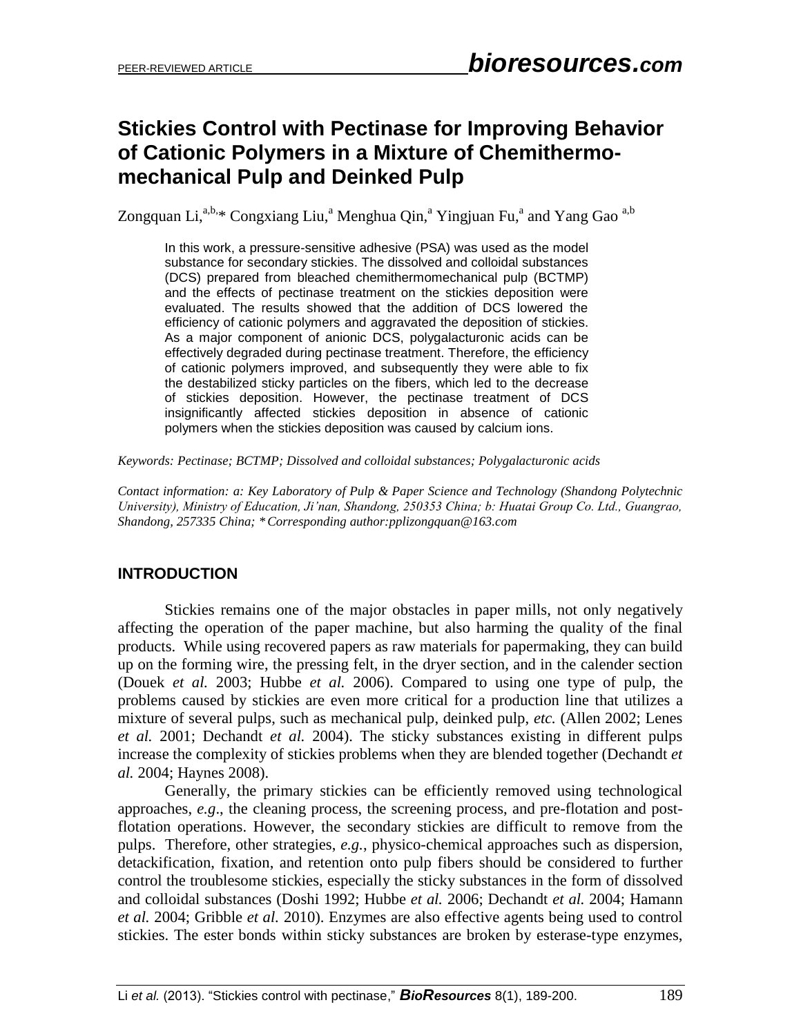# Stickies Control with Pectinase for Improving Behavior of Cationic Polymers in a Mixture of Chemithermo-mechanical Pulp and Deinked Pulp

Zongquan Li,[a,b,]* Congxiang Liu,[a] Menghua Qin,[a] Yingjuan Fu,[a] and Yang Gao [a,b]

> In this work, a pressure-sensitive adhesive (PSA) was used as the model substance for secondary stickies. The dissolved and colloidal substances (DCS) prepared from bleached chemithermomechanical pulp (BCTMP) and the effects of pectinase treatment on the stickies deposition were evaluated. The results showed that the addition of DCS lowered the efficiency of cationic polymers and aggravated the deposition of stickies. As a major component of anionic DCS, polygalacturonic acids can be effectively degraded during pectinase treatment. Therefore, the efficiency of cationic polymers improved, and subsequently they were able to fix the destabilized sticky particles on the fibers, which led to the decrease of stickies deposition. However, the pectinase treatment of DCS insignificantly affected stickies deposition in absence of cationic polymers when the stickies deposition was caused by calcium ions.

*Keywords: Pectinase; BCTMP; Dissolved and colloidal substances; Polygalacturonic acids*

*Contact information: a: Key Laboratory of Pulp & Paper Science and Technology (Shandong Polytechnic University), Ministry of Education, Ji'nan, Shandong, 250353 China; b: Huatai Group Co. Ltd., Guangrao, Shandong, 257335 China; *Corresponding author:pplizongquan@163.com*

## INTRODUCTION

Stickies remains one of the major obstacles in paper mills, not only negatively affecting the operation of the paper machine, but also harming the quality of the final products. While using recovered papers as raw materials for papermaking, they can build up on the forming wire, the pressing felt, in the dryer section, and in the calender section (Douek *et al.* 2003; Hubbe *et al.* 2006). Compared to using one type of pulp, the problems caused by stickies are even more critical for a production line that utilizes a mixture of several pulps, such as mechanical pulp, deinked pulp, *etc.* (Allen 2002; Lenes *et al.* 2001; Dechandt *et al.* 2004). The sticky substances existing in different pulps increase the complexity of stickies problems when they are blended together (Dechandt *et al.* 2004; Haynes 2008).

Generally, the primary stickies can be efficiently removed using technological approaches, *e.g*., the cleaning process, the screening process, and pre-flotation and post-flotation operations. However, the secondary stickies are difficult to remove from the pulps. Therefore, other strategies, *e.g.*, physico-chemical approaches such as dispersion, detackification, fixation, and retention onto pulp fibers should be considered to further control the troublesome stickies, especially the sticky substances in the form of dissolved and colloidal substances (Doshi 1992; Hubbe *et al.* 2006; Dechandt *et al.* 2004; Hamann *et al.* 2004; Gribble *et al.* 2010). Enzymes are also effective agents being used to control stickies. The ester bonds within sticky substances are broken by esterase-type enzymes,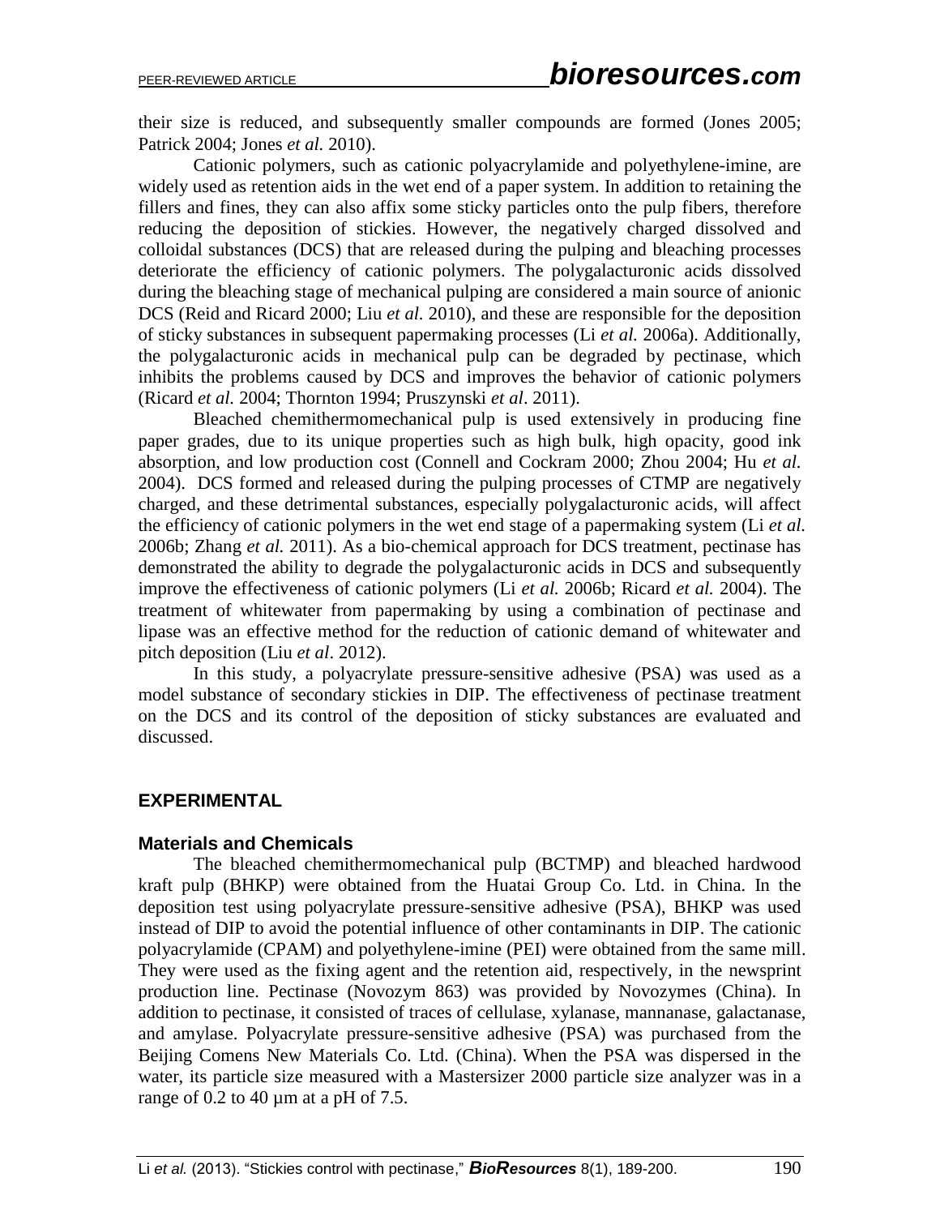their size is reduced, and subsequently smaller compounds are formed (Jones 2005; Patrick 2004; Jones *et al.* 2010).

Cationic polymers, such as cationic polyacrylamide and polyethylene-imine, are widely used as retention aids in the wet end of a paper system. In addition to retaining the fillers and fines, they can also affix some sticky particles onto the pulp fibers, therefore reducing the deposition of stickies. However, the negatively charged dissolved and colloidal substances (DCS) that are released during the pulping and bleaching processes deteriorate the efficiency of cationic polymers. The polygalacturonic acids dissolved during the bleaching stage of mechanical pulping are considered a main source of anionic DCS (Reid and Ricard 2000; Liu *et al.* 2010), and these are responsible for the deposition of sticky substances in subsequent papermaking processes (Li *et al.* 2006a). Additionally, the polygalacturonic acids in mechanical pulp can be degraded by pectinase, which inhibits the problems caused by DCS and improves the behavior of cationic polymers (Ricard *et al.* 2004; Thornton 1994; Pruszynski *et al*. 2011).

Bleached chemithermomechanical pulp is used extensively in producing fine paper grades, due to its unique properties such as high bulk, high opacity, good ink absorption, and low production cost (Connell and Cockram 2000; Zhou 2004; Hu *et al.* 2004). DCS formed and released during the pulping processes of CTMP are negatively charged, and these detrimental substances, especially polygalacturonic acids, will affect the efficiency of cationic polymers in the wet end stage of a papermaking system (Li *et al.* 2006b; Zhang *et al.* 2011). As a bio-chemical approach for DCS treatment, pectinase has demonstrated the ability to degrade the polygalacturonic acids in DCS and subsequently improve the effectiveness of cationic polymers (Li *et al.* 2006b; Ricard *et al.* 2004). The treatment of whitewater from papermaking by using a combination of pectinase and lipase was an effective method for the reduction of cationic demand of whitewater and pitch deposition (Liu *et al*. 2012).

In this study, a polyacrylate pressure-sensitive adhesive (PSA) was used as a model substance of secondary stickies in DIP. The effectiveness of pectinase treatment on the DCS and its control of the deposition of sticky substances are evaluated and discussed.

## EXPERIMENTAL

### Materials and Chemicals

The bleached chemithermomechanical pulp (BCTMP) and bleached hardwood kraft pulp (BHKP) were obtained from the Huatai Group Co. Ltd. in China. In the deposition test using polyacrylate pressure-sensitive adhesive (PSA), BHKP was used instead of DIP to avoid the potential influence of other contaminants in DIP. The cationic polyacrylamide (CPAM) and polyethylene-imine (PEI) were obtained from the same mill. They were used as the fixing agent and the retention aid, respectively, in the newsprint production line. Pectinase (Novozym 863) was provided by Novozymes (China). In addition to pectinase, it consisted of traces of cellulase, xylanase, mannanase, galactanase, and amylase. Polyacrylate pressure-sensitive adhesive (PSA) was purchased from the Beijing Comens New Materials Co. Ltd. (China). When the PSA was dispersed in the water, its particle size measured with a Mastersizer 2000 particle size analyzer was in a range of 0.2 to 40 μm at a pH of 7.5.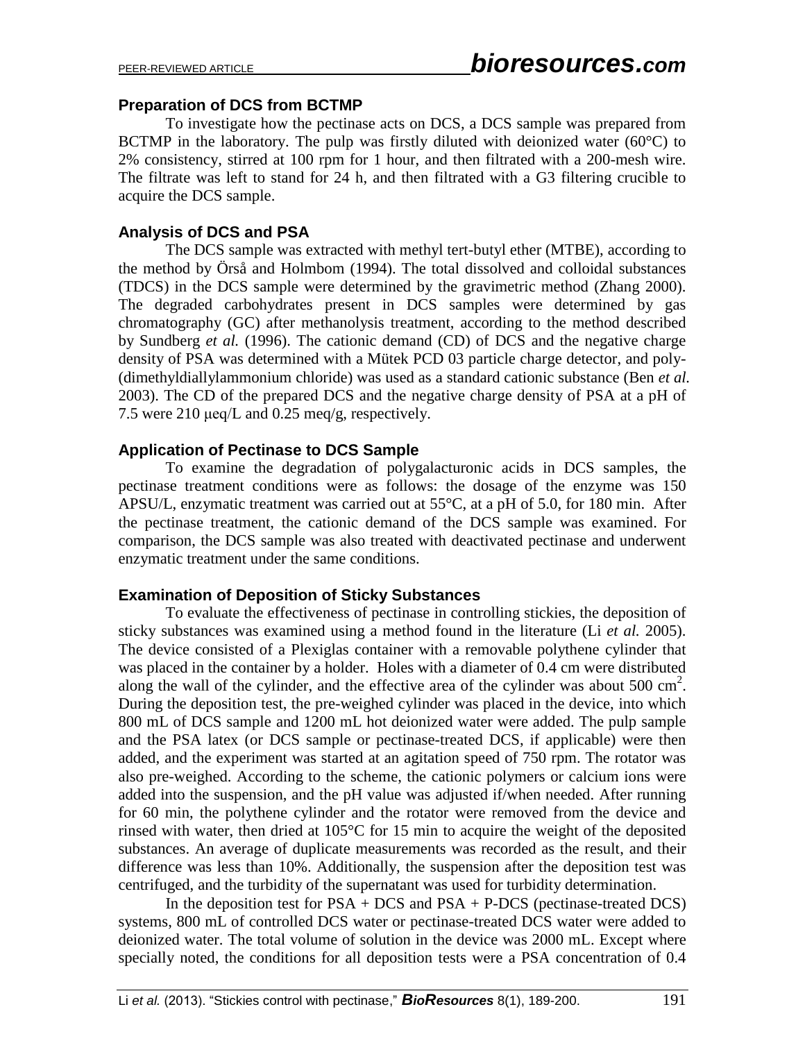### Preparation of DCS from BCTMP

To investigate how the pectinase acts on DCS, a DCS sample was prepared from BCTMP in the laboratory. The pulp was firstly diluted with deionized water (60°C) to 2% consistency, stirred at 100 rpm for 1 hour, and then filtrated with a 200-mesh wire. The filtrate was left to stand for 24 h, and then filtrated with a G3 filtering crucible to acquire the DCS sample.

### Analysis of DCS and PSA

The DCS sample was extracted with methyl tert-butyl ether (MTBE), according to the method by Örså and Holmbom (1994). The total dissolved and colloidal substances (TDCS) in the DCS sample were determined by the gravimetric method (Zhang 2000). The degraded carbohydrates present in DCS samples were determined by gas chromatography (GC) after methanolysis treatment, according to the method described by Sundberg *et al.* (1996). The cationic demand (CD) of DCS and the negative charge density of PSA was determined with a Mütek PCD 03 particle charge detector, and poly-(dimethyldiallylammonium chloride) was used as a standard cationic substance (Ben *et al.* 2003). The CD of the prepared DCS and the negative charge density of PSA at a pH of 7.5 were 210 μeq/L and 0.25 meq/g, respectively.

### Application of Pectinase to DCS Sample

To examine the degradation of polygalacturonic acids in DCS samples, the pectinase treatment conditions were as follows: the dosage of the enzyme was 150 APSU/L, enzymatic treatment was carried out at 55°C, at a pH of 5.0, for 180 min. After the pectinase treatment, the cationic demand of the DCS sample was examined. For comparison, the DCS sample was also treated with deactivated pectinase and underwent enzymatic treatment under the same conditions.

### Examination of Deposition of Sticky Substances

To evaluate the effectiveness of pectinase in controlling stickies, the deposition of sticky substances was examined using a method found in the literature (Li *et al.* 2005). The device consisted of a Plexiglas container with a removable polythene cylinder that was placed in the container by a holder. Holes with a diameter of 0.4 cm were distributed along the wall of the cylinder, and the effective area of the cylinder was about 500 $cm^2$. During the deposition test, the pre-weighed cylinder was placed in the device, into which 800 mL of DCS sample and 1200 mL hot deionized water were added. The pulp sample and the PSA latex (or DCS sample or pectinase-treated DCS, if applicable) were then added, and the experiment was started at an agitation speed of 750 rpm. The rotator was also pre-weighed. According to the scheme, the cationic polymers or calcium ions were added into the suspension, and the pH value was adjusted if/when needed. After running for 60 min, the polythene cylinder and the rotator were removed from the device and rinsed with water, then dried at 105°C for 15 min to acquire the weight of the deposited substances. An average of duplicate measurements was recorded as the result, and their difference was less than 10%. Additionally, the suspension after the deposition test was centrifuged, and the turbidity of the supernatant was used for turbidity determination.

In the deposition test for PSA + DCS and PSA + P-DCS (pectinase-treated DCS) systems, 800 mL of controlled DCS water or pectinase-treated DCS water were added to deionized water. The total volume of solution in the device was 2000 mL. Except where specially noted, the conditions for all deposition tests were a PSA concentration of 0.4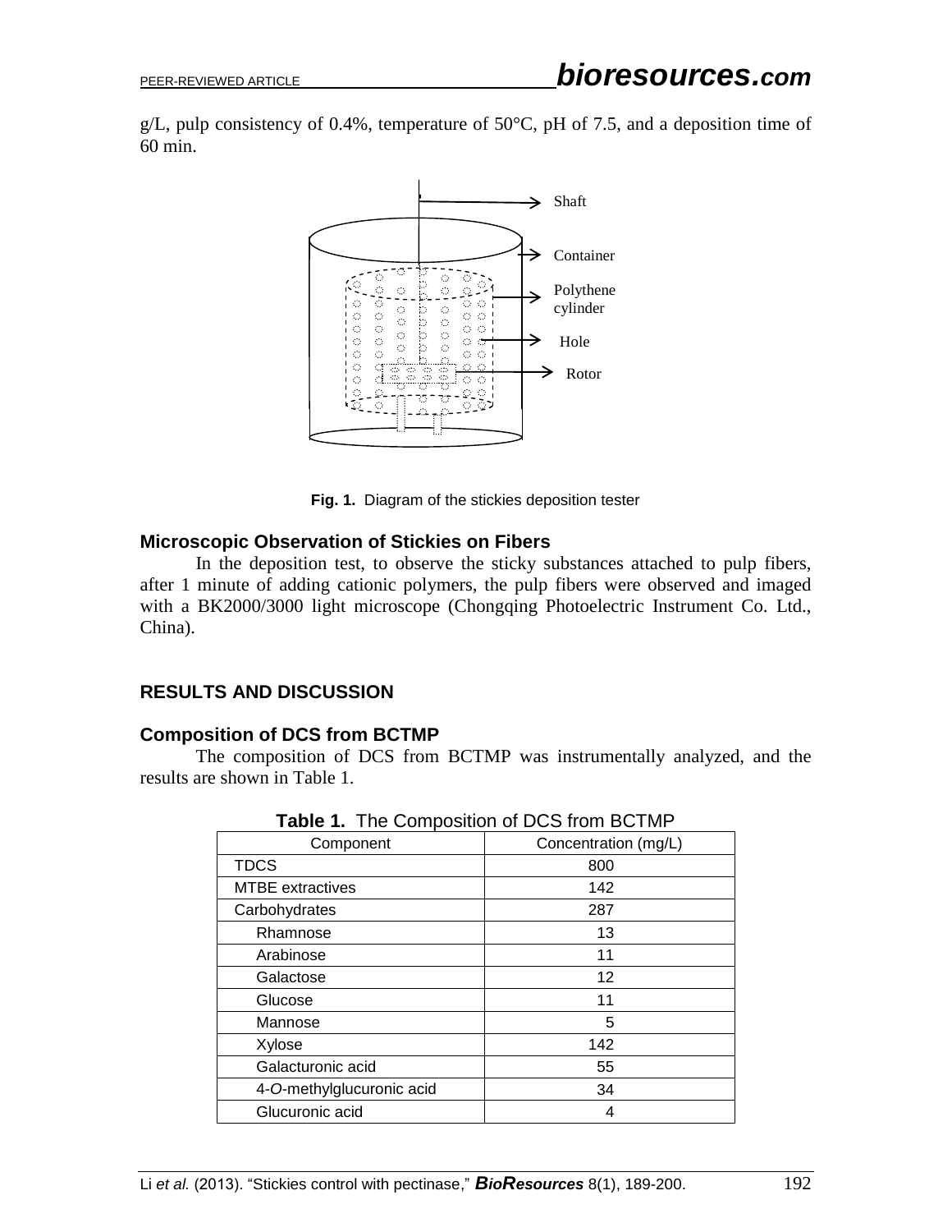g/L, pulp consistency of 0.4%, temperature of 50°C, pH of 7.5, and a deposition time of 60 min.

Shaft

Container

Polythene cylinder

Hole

Rotor

**Fig. 1.** Diagram of the stickies deposition tester

### Microscopic Observation of Stickies on Fibers

In the deposition test, to observe the sticky substances attached to pulp fibers, after 1 minute of adding cationic polymers, the pulp fibers were observed and imaged with a BK2000/3000 light microscope (Chongqing Photoelectric Instrument Co. Ltd., China).

## RESULTS AND DISCUSSION

### Composition of DCS from BCTMP

The composition of DCS from BCTMP was instrumentally analyzed, and the results are shown in Table 1.

**Table 1.** The Composition of DCS from BCTMP

| Component | Concentration (mg/L) |
|---|---|
| TDCS | 800 |
| MTBE extractives | 142 |
| Carbohydrates | 287 |
| Rhamnose | 13 |
| Arabinose | 11 |
| Galactose | 12 |
| Glucose | 11 |
| Mannose | 5 |
| Xylose | 142 |
| Galacturonic acid | 55 |
| 4-*O*-methylglucuronic acid | 34 |
| Glucuronic acid | 4 |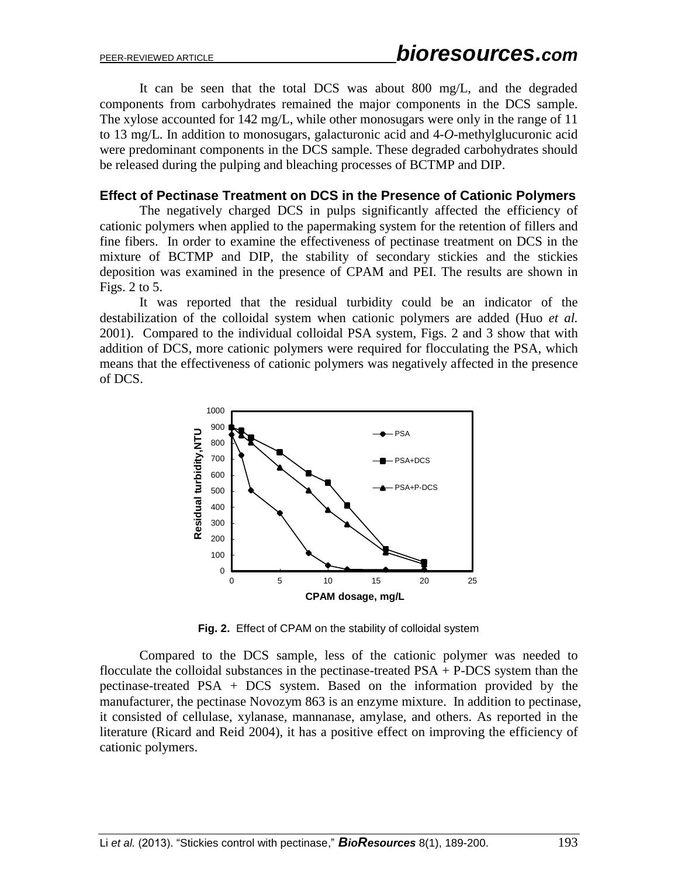It can be seen that the total DCS was about 800 mg/L, and the degraded components from carbohydrates remained the major components in the DCS sample. The xylose accounted for 142 mg/L, while other monosugars were only in the range of 11 to 13 mg/L. In addition to monosugars, galacturonic acid and 4-*O*-methylglucuronic acid were predominant components in the DCS sample. These degraded carbohydrates should be released during the pulping and bleaching processes of BCTMP and DIP.

### Effect of Pectinase Treatment on DCS in the Presence of Cationic Polymers

The negatively charged DCS in pulps significantly affected the efficiency of cationic polymers when applied to the papermaking system for the retention of fillers and fine fibers. In order to examine the effectiveness of pectinase treatment on DCS in the mixture of BCTMP and DIP, the stability of secondary stickies and the stickies deposition was examined in the presence of CPAM and PEI. The results are shown in Figs. 2 to 5.

It was reported that the residual turbidity could be an indicator of the destabilization of the colloidal system when cationic polymers are added (Huo *et al.* 2001). Compared to the individual colloidal PSA system, Figs. 2 and 3 show that with addition of DCS, more cationic polymers were required for flocculating the PSA, which means that the effectiveness of cationic polymers was negatively affected in the presence of DCS.

**Fig. 2.** Effect of CPAM on the stability of colloidal system

Compared to the DCS sample, less of the cationic polymer was needed to flocculate the colloidal substances in the pectinase-treated PSA + P-DCS system than the pectinase-treated PSA + DCS system. Based on the information provided by the manufacturer, the pectinase Novozym 863 is an enzyme mixture. In addition to pectinase, it consisted of cellulase, xylanase, mannanase, amylase, and others. As reported in the literature (Ricard and Reid 2004), it has a positive effect on improving the efficiency of cationic polymers.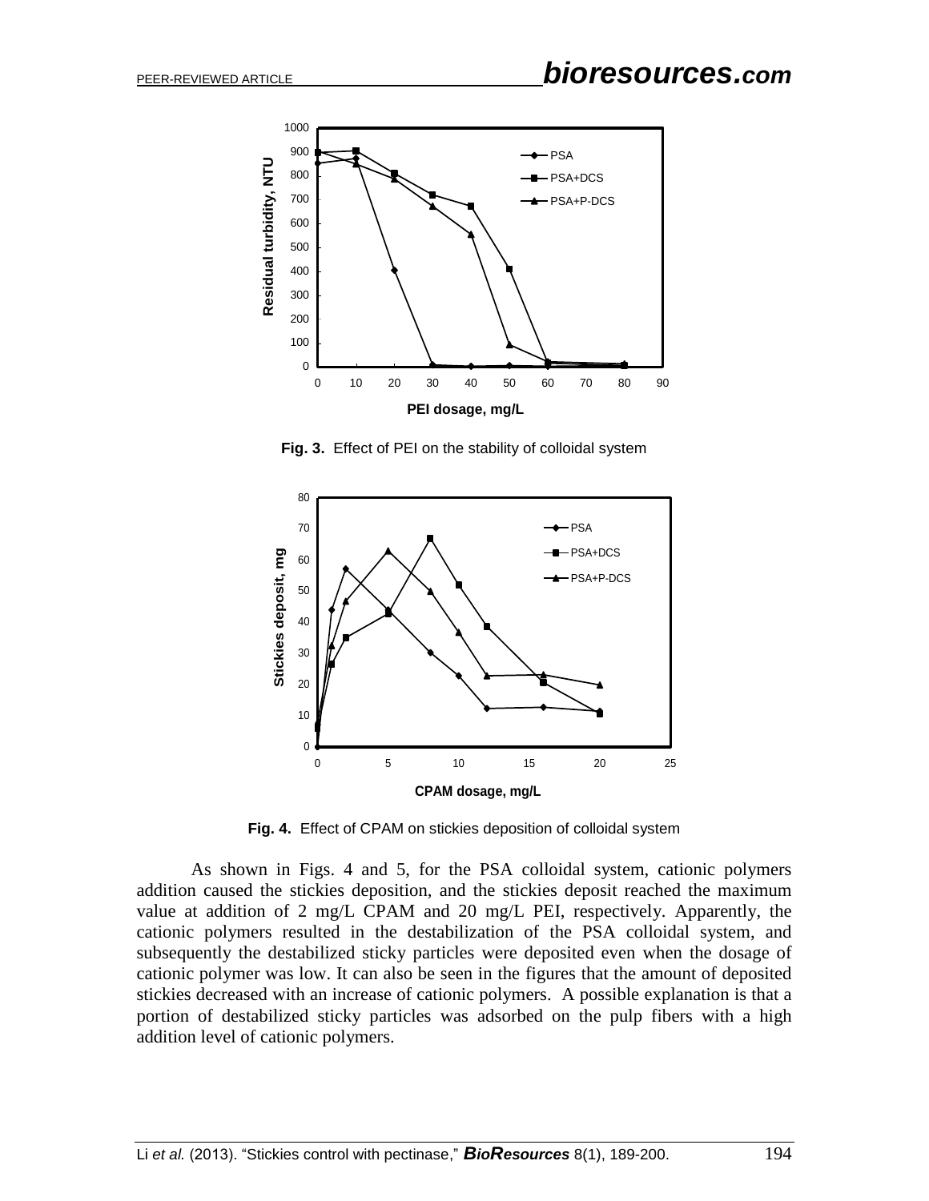**Fig. 3.** Effect of PEI on the stability of colloidal system

**Fig. 4.** Effect of CPAM on stickies deposition of colloidal system

As shown in Figs. 4 and 5, for the PSA colloidal system, cationic polymers addition caused the stickies deposition, and the stickies deposit reached the maximum value at addition of 2 mg/L CPAM and 20 mg/L PEI, respectively. Apparently, the cationic polymers resulted in the destabilization of the PSA colloidal system, and subsequently the destabilized sticky particles were deposited even when the dosage of cationic polymer was low. It can also be seen in the figures that the amount of deposited stickies decreased with an increase of cationic polymers. A possible explanation is that a portion of destabilized sticky particles was adsorbed on the pulp fibers with a high addition level of cationic polymers.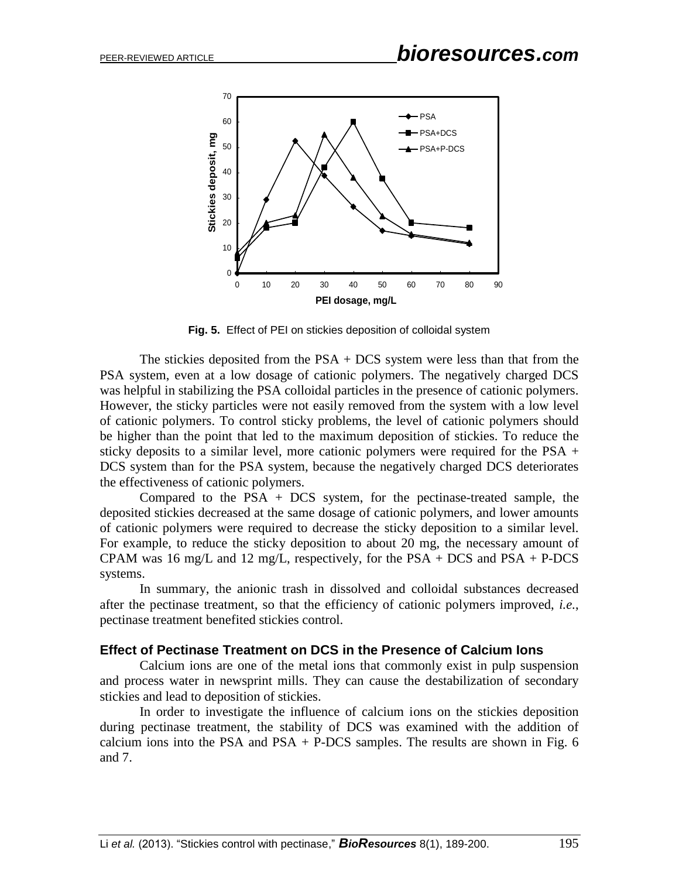**Fig. 5.** Effect of PEI on stickies deposition of colloidal system

The stickies deposited from the PSA + DCS system were less than that from the PSA system, even at a low dosage of cationic polymers. The negatively charged DCS was helpful in stabilizing the PSA colloidal particles in the presence of cationic polymers. However, the sticky particles were not easily removed from the system with a low level of cationic polymers. To control sticky problems, the level of cationic polymers should be higher than the point that led to the maximum deposition of stickies. To reduce the sticky deposits to a similar level, more cationic polymers were required for the PSA + DCS system than for the PSA system, because the negatively charged DCS deteriorates the effectiveness of cationic polymers.

Compared to the PSA + DCS system, for the pectinase-treated sample, the deposited stickies decreased at the same dosage of cationic polymers, and lower amounts of cationic polymers were required to decrease the sticky deposition to a similar level. For example, to reduce the sticky deposition to about 20 mg, the necessary amount of CPAM was 16 mg/L and 12 mg/L, respectively, for the PSA + DCS and PSA + P-DCS systems.

In summary, the anionic trash in dissolved and colloidal substances decreased after the pectinase treatment, so that the efficiency of cationic polymers improved, *i.e.*, pectinase treatment benefited stickies control.

### Effect of Pectinase Treatment on DCS in the Presence of Calcium Ions

Calcium ions are one of the metal ions that commonly exist in pulp suspension and process water in newsprint mills. They can cause the destabilization of secondary stickies and lead to deposition of stickies.

In order to investigate the influence of calcium ions on the stickies deposition during pectinase treatment, the stability of DCS was examined with the addition of calcium ions into the PSA and PSA + P-DCS samples. The results are shown in Fig. 6 and 7.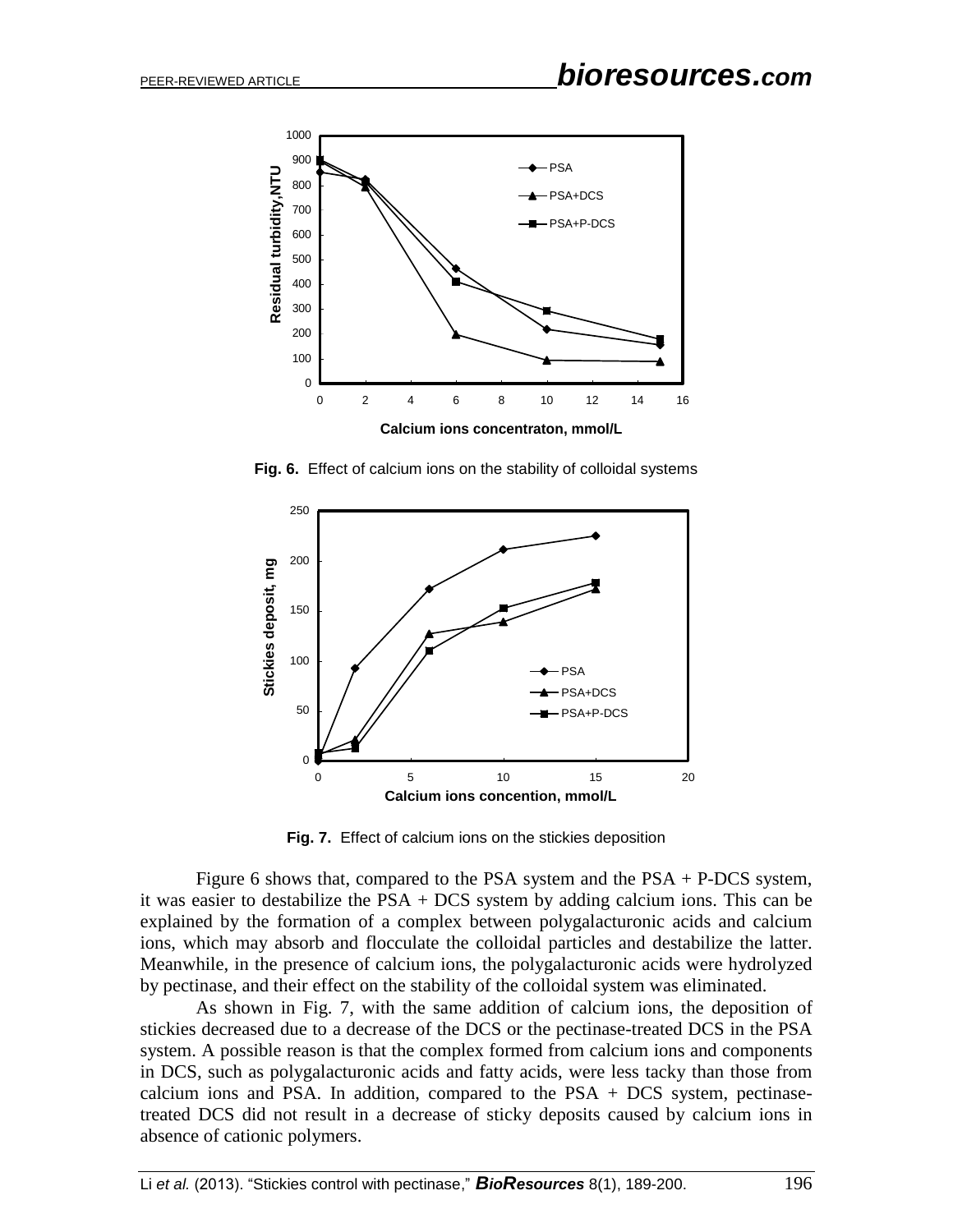**Fig. 6.** Effect of calcium ions on the stability of colloidal systems

**Fig. 7.** Effect of calcium ions on the stickies deposition

Figure 6 shows that, compared to the PSA system and the PSA + P-DCS system, it was easier to destabilize the PSA + DCS system by adding calcium ions. This can be explained by the formation of a complex between polygalacturonic acids and calcium ions, which may absorb and flocculate the colloidal particles and destabilize the latter. Meanwhile, in the presence of calcium ions, the polygalacturonic acids were hydrolyzed by pectinase, and their effect on the stability of the colloidal system was eliminated.

As shown in Fig. 7, with the same addition of calcium ions, the deposition of stickies decreased due to a decrease of the DCS or the pectinase-treated DCS in the PSA system. A possible reason is that the complex formed from calcium ions and components in DCS, such as polygalacturonic acids and fatty acids, were less tacky than those from calcium ions and PSA. In addition, compared to the PSA + DCS system, pectinase-treated DCS did not result in a decrease of sticky deposits caused by calcium ions in absence of cationic polymers.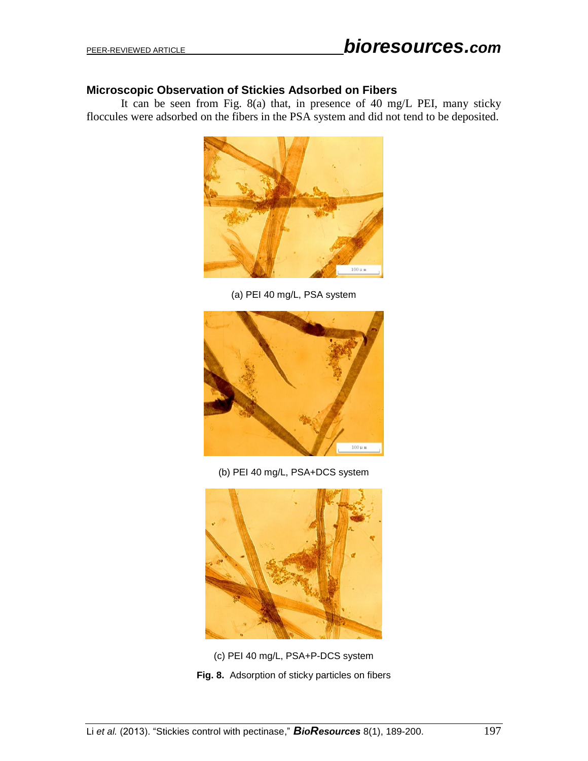### Microscopic Observation of Stickies Adsorbed on Fibers

It can be seen from Fig. 8(a) that, in presence of 40 mg/L PEI, many sticky floccules were adsorbed on the fibers in the PSA system and did not tend to be deposited.

(a) PEI 40 mg/L, PSA system

(b) PEI 40 mg/L, PSA+DCS system

(c) PEI 40 mg/L, PSA+P-DCS system

**Fig. 8.** Adsorption of sticky particles on fibers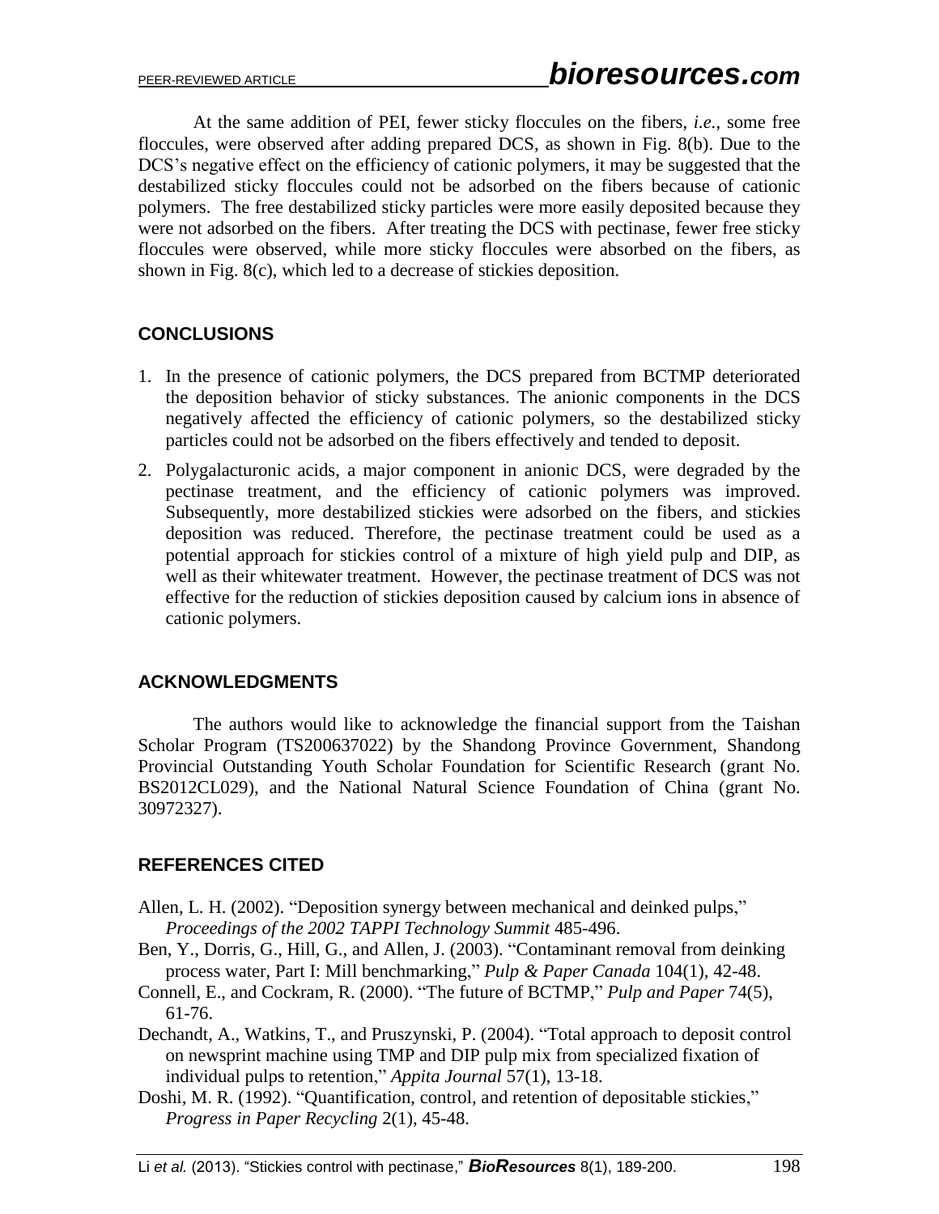At the same addition of PEI, fewer sticky floccules on the fibers, *i.e.*, some free floccules, were observed after adding prepared DCS, as shown in Fig. 8(b). Due to the DCS's negative effect on the efficiency of cationic polymers, it may be suggested that the destabilized sticky floccules could not be adsorbed on the fibers because of cationic polymers. The free destabilized sticky particles were more easily deposited because they were not adsorbed on the fibers. After treating the DCS with pectinase, fewer free sticky floccules were observed, while more sticky floccules were absorbed on the fibers, as shown in Fig. 8(c), which led to a decrease of stickies deposition.

## CONCLUSIONS

1. In the presence of cationic polymers, the DCS prepared from BCTMP deteriorated the deposition behavior of sticky substances. The anionic components in the DCS negatively affected the efficiency of cationic polymers, so the destabilized sticky particles could not be adsorbed on the fibers effectively and tended to deposit.
2. Polygalacturonic acids, a major component in anionic DCS, were degraded by the pectinase treatment, and the efficiency of cationic polymers was improved. Subsequently, more destabilized stickies were adsorbed on the fibers, and stickies deposition was reduced. Therefore, the pectinase treatment could be used as a potential approach for stickies control of a mixture of high yield pulp and DIP, as well as their whitewater treatment. However, the pectinase treatment of DCS was not effective for the reduction of stickies deposition caused by calcium ions in absence of cationic polymers.

## ACKNOWLEDGMENTS

The authors would like to acknowledge the financial support from the Taishan Scholar Program (TS200637022) by the Shandong Province Government, Shandong Provincial Outstanding Youth Scholar Foundation for Scientific Research (grant No. BS2012CL029), and the National Natural Science Foundation of China (grant No. 30972327).

## REFERENCES CITED

Allen, L. H. (2002). "Deposition synergy between mechanical and deinked pulps," *Proceedings of the 2002 TAPPI Technology Summit* 485-496.

Ben, Y., Dorris, G., Hill, G., and Allen, J. (2003). "Contaminant removal from deinking process water, Part I: Mill benchmarking," *Pulp & Paper Canada* 104(1), 42-48.

Connell, E., and Cockram, R. (2000). "The future of BCTMP," *Pulp and Paper* 74(5), 61-76.

Dechandt, A., Watkins, T., and Pruszynski, P. (2004). "Total approach to deposit control on newsprint machine using TMP and DIP pulp mix from specialized fixation of individual pulps to retention," *Appita Journal* 57(1), 13-18.

Doshi, M. R. (1992). "Quantification, control, and retention of depositable stickies," *Progress in Paper Recycling* 2(1), 45-48.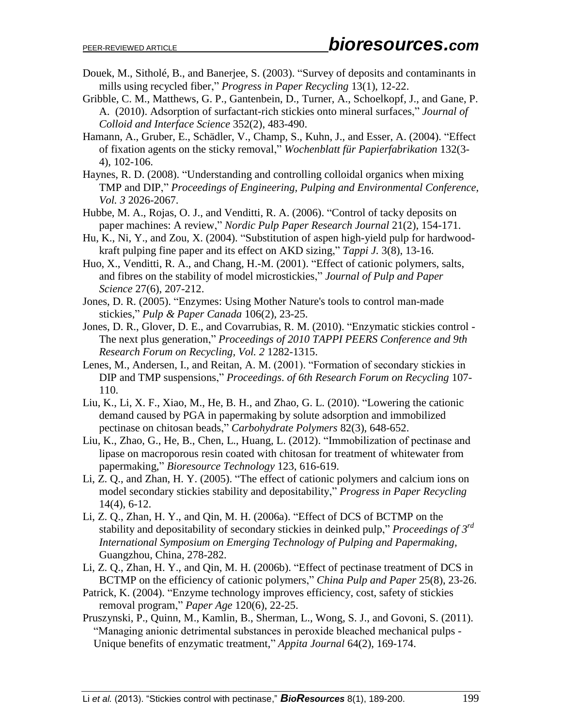Douek, M., Sitholé, B., and Banerjee, S. (2003). "Survey of deposits and contaminants in mills using recycled fiber," *Progress in Paper Recycling* 13(1), 12-22.

Gribble, C. M., Matthews, G. P., Gantenbein, D., Turner, A., Schoelkopf, J., and Gane, P. A. (2010). Adsorption of surfactant-rich stickies onto mineral surfaces," *Journal of Colloid and Interface Science* 352(2), 483-490.

Hamann, A., Gruber, E., Schädler, V., Champ, S., Kuhn, J., and Esser, A. (2004). "Effect of fixation agents on the sticky removal," *Wochenblatt für Papierfabrikation* 132(3-4), 102-106.

Haynes, R. D. (2008). "Understanding and controlling colloidal organics when mixing TMP and DIP," *Proceedings of Engineering, Pulping and Environmental Conference, Vol. 3* 2026-2067.

Hubbe, M. A., Rojas, O. J., and Venditti, R. A. (2006). "Control of tacky deposits on paper machines: A review," *Nordic Pulp Paper Research Journal* 21(2), 154-171.

Hu, K., Ni, Y., and Zou, X. (2004). "Substitution of aspen high-yield pulp for hardwood-kraft pulping fine paper and its effect on AKD sizing," *Tappi J.* 3(8), 13-16.

Huo, X., Venditti, R. A., and Chang, H.-M. (2001). "Effect of cationic polymers, salts, and fibres on the stability of model microstickies," *Journal of Pulp and Paper Science* 27(6), 207-212.

Jones, D. R. (2005). "Enzymes: Using Mother Nature's tools to control man-made stickies," *Pulp & Paper Canada* 106(2), 23-25.

Jones, D. R., Glover, D. E., and Covarrubias, R. M. (2010). "Enzymatic stickies control - The next plus generation," *Proceedings of 2010 TAPPI PEERS Conference and 9th Research Forum on Recycling, Vol. 2* 1282-1315.

Lenes, M., Andersen, I., and Reitan, A. M. (2001). "Formation of secondary stickies in DIP and TMP suspensions," *Proceedings. of 6th Research Forum on Recycling* 107-110.

Liu, K., Li, X. F., Xiao, M., He, B. H., and Zhao, G. L. (2010). "Lowering the cationic demand caused by PGA in papermaking by solute adsorption and immobilized pectinase on chitosan beads," *Carbohydrate Polymers* 82(3), 648-652.

Liu, K., Zhao, G., He, B., Chen, L., Huang, L. (2012). "Immobilization of pectinase and lipase on macroporous resin coated with chitosan for treatment of whitewater from papermaking," *Bioresource Technology* 123, 616-619.

Li, Z. Q., and Zhan, H. Y. (2005). "The effect of cationic polymers and calcium ions on model secondary stickies stability and depositability," *Progress in Paper Recycling* 14(4), 6-12.

Li, Z. Q., Zhan, H. Y., and Qin, M. H. (2006a). "Effect of DCS of BCTMP on the stability and depositability of secondary stickies in deinked pulp," *Proceedings of 3rd International Symposium on Emerging Technology of Pulping and Papermaking*, Guangzhou, China, 278-282.

Li, Z. Q., Zhan, H. Y., and Qin, M. H. (2006b). "Effect of pectinase treatment of DCS in BCTMP on the efficiency of cationic polymers," *China Pulp and Paper* 25(8), 23-26.

Patrick, K. (2004). "Enzyme technology improves efficiency, cost, safety of stickies removal program," *Paper Age* 120(6), 22-25.

Pruszynski, P., Quinn, M., Kamlin, B., Sherman, L., Wong, S. J., and Govoni, S. (2011). "Managing anionic detrimental substances in peroxide bleached mechanical pulps - Unique benefits of enzymatic treatment," *Appita Journal* 64(2), 169-174.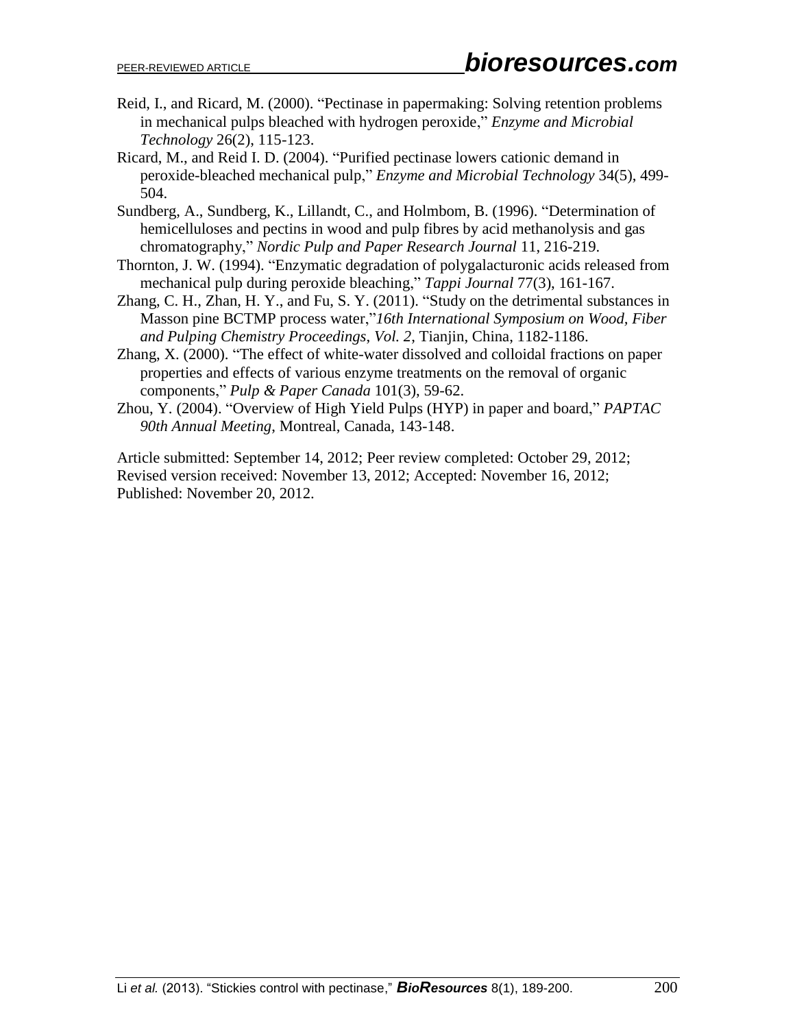Reid, I., and Ricard, M. (2000). "Pectinase in papermaking: Solving retention problems in mechanical pulps bleached with hydrogen peroxide," *Enzyme and Microbial Technology* 26(2), 115-123.

Ricard, M., and Reid I. D. (2004). "Purified pectinase lowers cationic demand in peroxide-bleached mechanical pulp," *Enzyme and Microbial Technology* 34(5), 499-504.

Sundberg, A., Sundberg, K., Lillandt, C., and Holmbom, B. (1996). "Determination of hemicelluloses and pectins in wood and pulp fibres by acid methanolysis and gas chromatography," *Nordic Pulp and Paper Research Journal* 11, 216-219.

Thornton, J. W. (1994). "Enzymatic degradation of polygalacturonic acids released from mechanical pulp during peroxide bleaching," *Tappi Journal* 77(3), 161-167.

Zhang, C. H., Zhan, H. Y., and Fu, S. Y. (2011). "Study on the detrimental substances in Masson pine BCTMP process water,"*16th International Symposium on Wood, Fiber and Pulping Chemistry Proceedings*, *Vol. 2*, Tianjin, China, 1182-1186.

Zhang, X. (2000). "The effect of white-water dissolved and colloidal fractions on paper properties and effects of various enzyme treatments on the removal of organic components," *Pulp & Paper Canada* 101(3), 59-62.

Zhou, Y. (2004). "Overview of High Yield Pulps (HYP) in paper and board," *PAPTAC 90th Annual Meeting*, Montreal, Canada, 143-148.

Article submitted: September 14, 2012; Peer review completed: October 29, 2012; Revised version received: November 13, 2012; Accepted: November 16, 2012; Published: November 20, 2012.